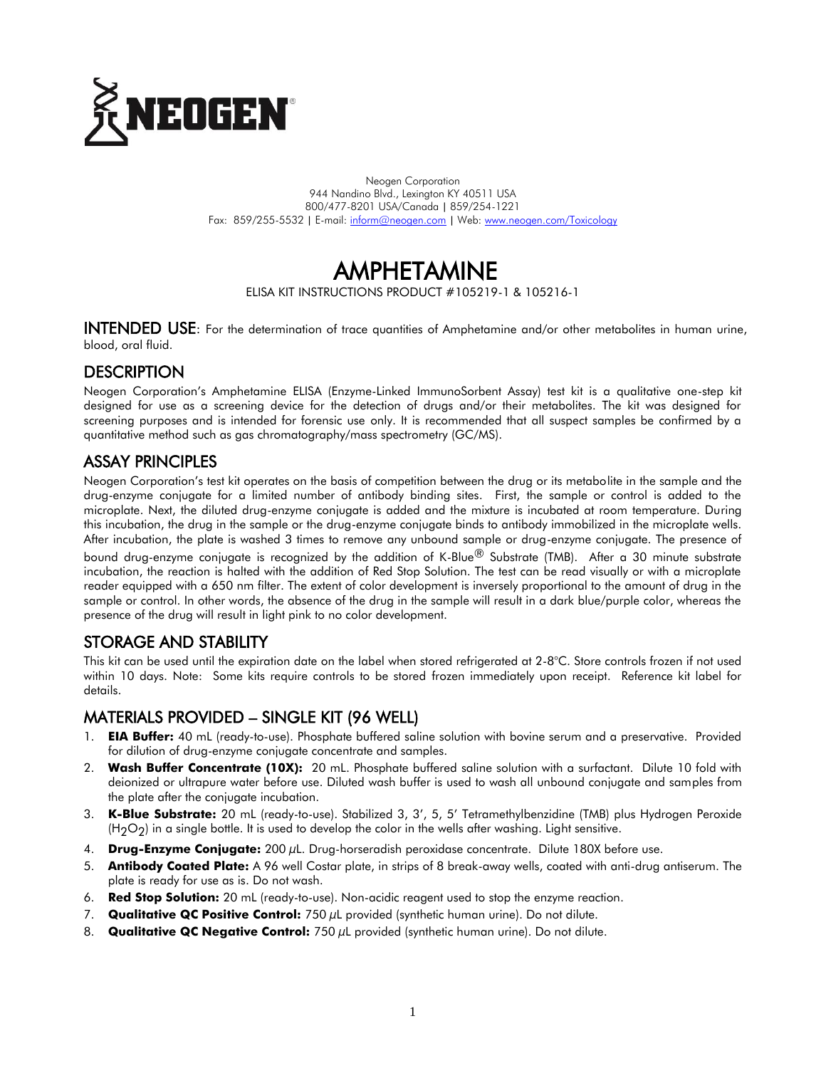NEOGEN®

Neogen Corporation
944 Nandino Blvd., Lexington KY 40511 USA
800/477-8201 USA/Canada | 859/254-1221
Fax: 859/255-5532 | E-mail: inform@neogen.com | Web: www.neogen.com/Toxicology

# AMPHETAMINE

ELISA KIT INSTRUCTIONS PRODUCT #105219-1 & 105216-1

**INTENDED USE**: For the determination of trace quantities of Amphetamine and/or other metabolites in human urine, blood, oral fluid.

## DESCRIPTION

Neogen Corporation's Amphetamine ELISA (Enzyme-Linked ImmunoSorbent Assay) test kit is a qualitative one-step kit designed for use as a screening device for the detection of drugs and/or their metabolites. The kit was designed for screening purposes and is intended for forensic use only. It is recommended that all suspect samples be confirmed by a quantitative method such as gas chromatography/mass spectrometry (GC/MS).

## ASSAY PRINCIPLES

Neogen Corporation's test kit operates on the basis of competition between the drug or its metabolite in the sample and the drug-enzyme conjugate for a limited number of antibody binding sites. First, the sample or control is added to the microplate. Next, the diluted drug-enzyme conjugate is added and the mixture is incubated at room temperature. During this incubation, the drug in the sample or the drug-enzyme conjugate binds to antibody immobilized in the microplate wells. After incubation, the plate is washed 3 times to remove any unbound sample or drug-enzyme conjugate. The presence of bound drug-enzyme conjugate is recognized by the addition of K-Blue® Substrate (TMB). After a 30 minute substrate incubation, the reaction is halted with the addition of Red Stop Solution. The test can be read visually or with a microplate reader equipped with a 650 nm filter. The extent of color development is inversely proportional to the amount of drug in the sample or control. In other words, the absence of the drug in the sample will result in a dark blue/purple color, whereas the presence of the drug will result in light pink to no color development.

## STORAGE AND STABILITY

This kit can be used until the expiration date on the label when stored refrigerated at 2-8°C. Store controls frozen if not used within 10 days. Note: Some kits require controls to be stored frozen immediately upon receipt. Reference kit label for details.

## MATERIALS PROVIDED – SINGLE KIT (96 WELL)

1. **EIA Buffer:** 40 mL (ready-to-use). Phosphate buffered saline solution with bovine serum and a preservative. Provided for dilution of drug-enzyme conjugate concentrate and samples.
2. **Wash Buffer Concentrate (10X):** 20 mL. Phosphate buffered saline solution with a surfactant. Dilute 10 fold with deionized or ultrapure water before use. Diluted wash buffer is used to wash all unbound conjugate and samples from the plate after the conjugate incubation.
3. **K-Blue Substrate:** 20 mL (ready-to-use). Stabilized 3, 3', 5, 5' Tetramethylbenzidine (TMB) plus Hydrogen Peroxide ($H_2O_2$) in a single bottle. It is used to develop the color in the wells after washing. Light sensitive.
4. **Drug-Enzyme Conjugate:** 200 µL. Drug-horseradish peroxidase concentrate. Dilute 180X before use.
5. **Antibody Coated Plate:** A 96 well Costar plate, in strips of 8 break-away wells, coated with anti-drug antiserum. The plate is ready for use as is. Do not wash.
6. **Red Stop Solution:** 20 mL (ready-to-use). Non-acidic reagent used to stop the enzyme reaction.
7. **Qualitative QC Positive Control:** 750 µL provided (synthetic human urine). Do not dilute.
8. **Qualitative QC Negative Control:** 750 µL provided (synthetic human urine). Do not dilute.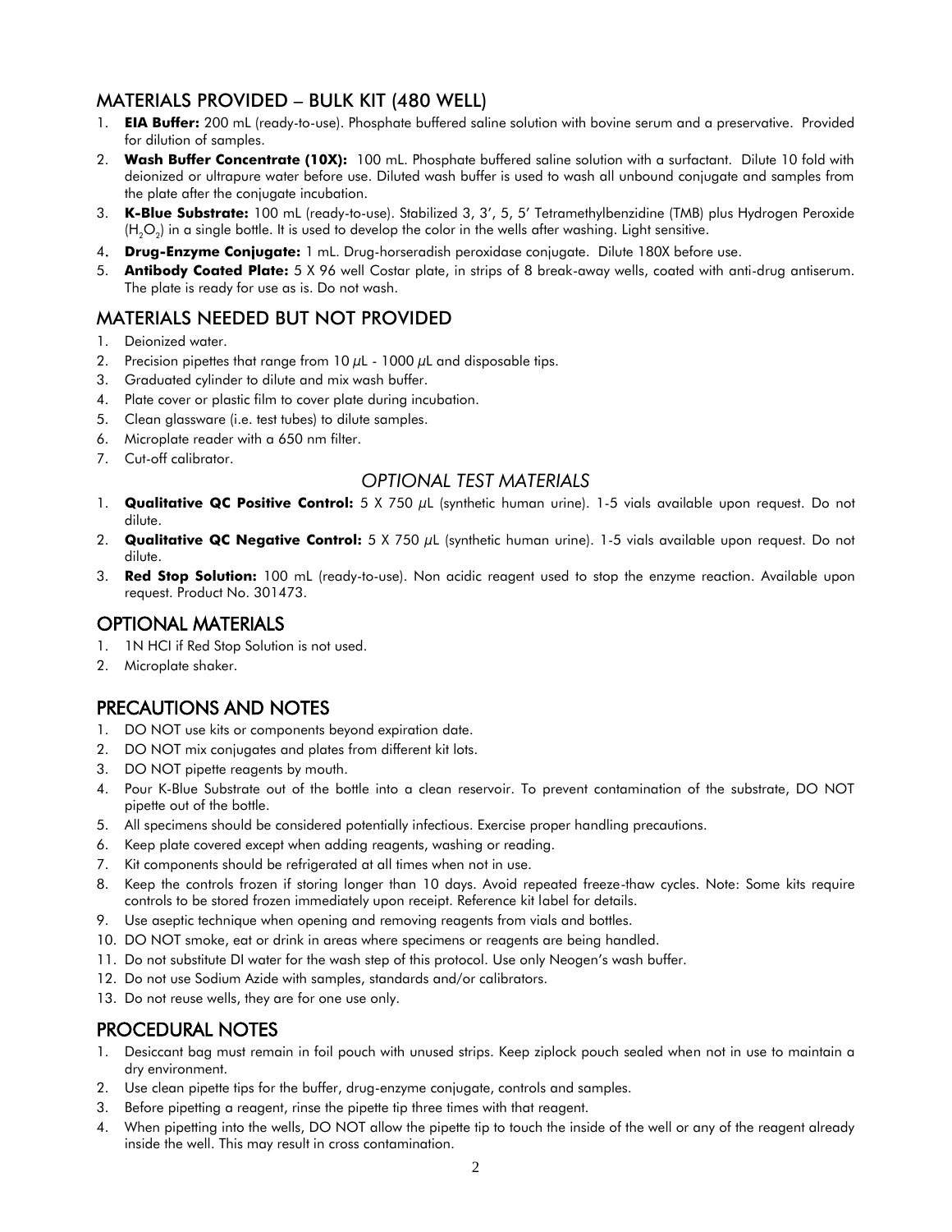## MATERIALS PROVIDED – BULK KIT (480 WELL)

1. **EIA Buffer:** 200 mL (ready-to-use). Phosphate buffered saline solution with bovine serum and a preservative. Provided for dilution of samples.
2. **Wash Buffer Concentrate (10X):** 100 mL. Phosphate buffered saline solution with a surfactant. Dilute 10 fold with deionized or ultrapure water before use. Diluted wash buffer is used to wash all unbound conjugate and samples from the plate after the conjugate incubation.
3. **K-Blue Substrate:** 100 mL (ready-to-use). Stabilized 3, 3', 5, 5' Tetramethylbenzidine (TMB) plus Hydrogen Peroxide ($H_2O_2$) in a single bottle. It is used to develop the color in the wells after washing. Light sensitive.
4. **Drug-Enzyme Conjugate:** 1 mL. Drug-horseradish peroxidase conjugate. Dilute 180X before use.
5. **Antibody Coated Plate:** 5 X 96 well Costar plate, in strips of 8 break-away wells, coated with anti-drug antiserum. The plate is ready for use as is. Do not wash.

## MATERIALS NEEDED BUT NOT PROVIDED

1. Deionized water.
2. Precision pipettes that range from 10 $\mu$L - 1000 $\mu$L and disposable tips.
3. Graduated cylinder to dilute and mix wash buffer.
4. Plate cover or plastic film to cover plate during incubation.
5. Clean glassware (i.e. test tubes) to dilute samples.
6. Microplate reader with a 650 nm filter.
7. Cut-off calibrator.

### *OPTIONAL TEST MATERIALS*

1. **Qualitative QC Positive Control:** 5 X 750 $\mu$L (synthetic human urine). 1-5 vials available upon request. Do not dilute.
2. **Qualitative QC Negative Control:** 5 X 750 $\mu$L (synthetic human urine). 1-5 vials available upon request. Do not dilute.
3. **Red Stop Solution:** 100 mL (ready-to-use). Non acidic reagent used to stop the enzyme reaction. Available upon request. Product No. 301473.

## OPTIONAL MATERIALS

1. 1N HCl if Red Stop Solution is not used.
2. Microplate shaker.

## PRECAUTIONS AND NOTES

1. DO NOT use kits or components beyond expiration date.
2. DO NOT mix conjugates and plates from different kit lots.
3. DO NOT pipette reagents by mouth.
4. Pour K-Blue Substrate out of the bottle into a clean reservoir. To prevent contamination of the substrate, DO NOT pipette out of the bottle.
5. All specimens should be considered potentially infectious. Exercise proper handling precautions.
6. Keep plate covered except when adding reagents, washing or reading.
7. Kit components should be refrigerated at all times when not in use.
8. Keep the controls frozen if storing longer than 10 days. Avoid repeated freeze-thaw cycles. Note: Some kits require controls to be stored frozen immediately upon receipt. Reference kit label for details.
9. Use aseptic technique when opening and removing reagents from vials and bottles.
10. DO NOT smoke, eat or drink in areas where specimens or reagents are being handled.
11. Do not substitute DI water for the wash step of this protocol. Use only Neogen's wash buffer.
12. Do not use Sodium Azide with samples, standards and/or calibrators.
13. Do not reuse wells, they are for one use only.

## PROCEDURAL NOTES

1. Desiccant bag must remain in foil pouch with unused strips. Keep ziplock pouch sealed when not in use to maintain a dry environment.
2. Use clean pipette tips for the buffer, drug-enzyme conjugate, controls and samples.
3. Before pipetting a reagent, rinse the pipette tip three times with that reagent.
4. When pipetting into the wells, DO NOT allow the pipette tip to touch the inside of the well or any of the reagent already inside the well. This may result in cross contamination.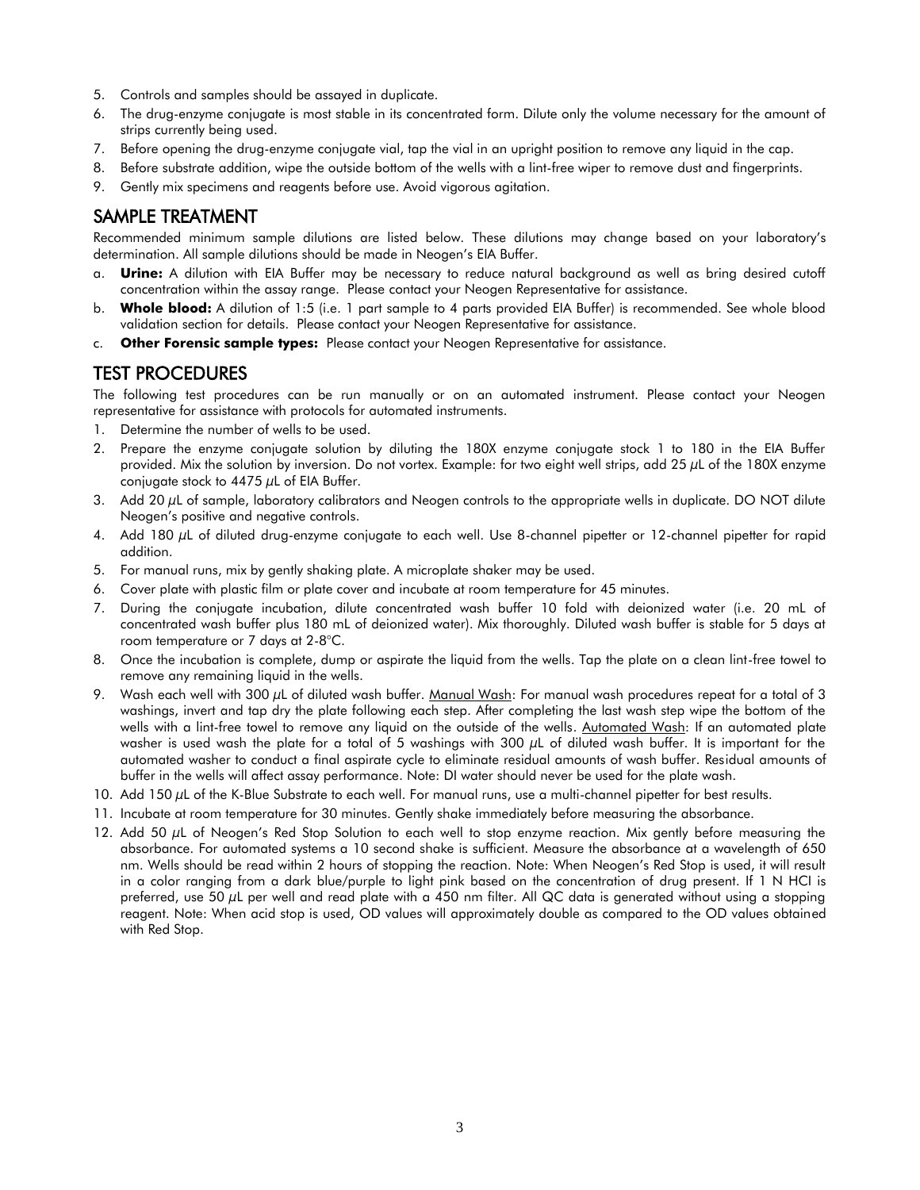5. Controls and samples should be assayed in duplicate.
6. The drug-enzyme conjugate is most stable in its concentrated form. Dilute only the volume necessary for the amount of strips currently being used.
7. Before opening the drug-enzyme conjugate vial, tap the vial in an upright position to remove any liquid in the cap.
8. Before substrate addition, wipe the outside bottom of the wells with a lint-free wiper to remove dust and fingerprints.
9. Gently mix specimens and reagents before use. Avoid vigorous agitation.

## SAMPLE TREATMENT

Recommended minimum sample dilutions are listed below. These dilutions may change based on your laboratory's determination. All sample dilutions should be made in Neogen's EIA Buffer.

a. **Urine:** A dilution with EIA Buffer may be necessary to reduce natural background as well as bring desired cutoff concentration within the assay range. Please contact your Neogen Representative for assistance.
b. **Whole blood:** A dilution of 1:5 (i.e. 1 part sample to 4 parts provided EIA Buffer) is recommended. See whole blood validation section for details. Please contact your Neogen Representative for assistance.
c. **Other Forensic sample types:** Please contact your Neogen Representative for assistance.

## TEST PROCEDURES

The following test procedures can be run manually or on an automated instrument. Please contact your Neogen representative for assistance with protocols for automated instruments.

1. Determine the number of wells to be used.
2. Prepare the enzyme conjugate solution by diluting the 180X enzyme conjugate stock 1 to 180 in the EIA Buffer provided. Mix the solution by inversion. Do not vortex. Example: for two eight well strips, add 25 $\mu$L of the 180X enzyme conjugate stock to 4475 $\mu$L of EIA Buffer.
3. Add 20 $\mu$L of sample, laboratory calibrators and Neogen controls to the appropriate wells in duplicate. DO NOT dilute Neogen's positive and negative controls.
4. Add 180 $\mu$L of diluted drug-enzyme conjugate to each well. Use 8-channel pipetter or 12-channel pipetter for rapid addition.
5. For manual runs, mix by gently shaking plate. A microplate shaker may be used.
6. Cover plate with plastic film or plate cover and incubate at room temperature for 45 minutes.
7. During the conjugate incubation, dilute concentrated wash buffer 10 fold with deionized water (i.e. 20 mL of concentrated wash buffer plus 180 mL of deionized water). Mix thoroughly. Diluted wash buffer is stable for 5 days at room temperature or 7 days at 2-8°C.
8. Once the incubation is complete, dump or aspirate the liquid from the wells. Tap the plate on a clean lint-free towel to remove any remaining liquid in the wells.
9. Wash each well with 300 $\mu$L of diluted wash buffer. Manual Wash: For manual wash procedures repeat for a total of 3 washings, invert and tap dry the plate following each step. After completing the last wash step wipe the bottom of the wells with a lint-free towel to remove any liquid on the outside of the wells. Automated Wash: If an automated plate washer is used wash the plate for a total of 5 washings with 300 $\mu$L of diluted wash buffer. It is important for the automated washer to conduct a final aspirate cycle to eliminate residual amounts of wash buffer. Residual amounts of buffer in the wells will affect assay performance. Note: DI water should never be used for the plate wash.
10. Add 150 $\mu$L of the K-Blue Substrate to each well. For manual runs, use a multi-channel pipetter for best results.
11. Incubate at room temperature for 30 minutes. Gently shake immediately before measuring the absorbance.
12. Add 50 $\mu$L of Neogen's Red Stop Solution to each well to stop enzyme reaction. Mix gently before measuring the absorbance. For automated systems a 10 second shake is sufficient. Measure the absorbance at a wavelength of 650 nm. Wells should be read within 2 hours of stopping the reaction. Note: When Neogen's Red Stop is used, it will result in a color ranging from a dark blue/purple to light pink based on the concentration of drug present. If 1 N HCl is preferred, use 50 $\mu$L per well and read plate with a 450 nm filter. All QC data is generated without using a stopping reagent. Note: When acid stop is used, OD values will approximately double as compared to the OD values obtained with Red Stop.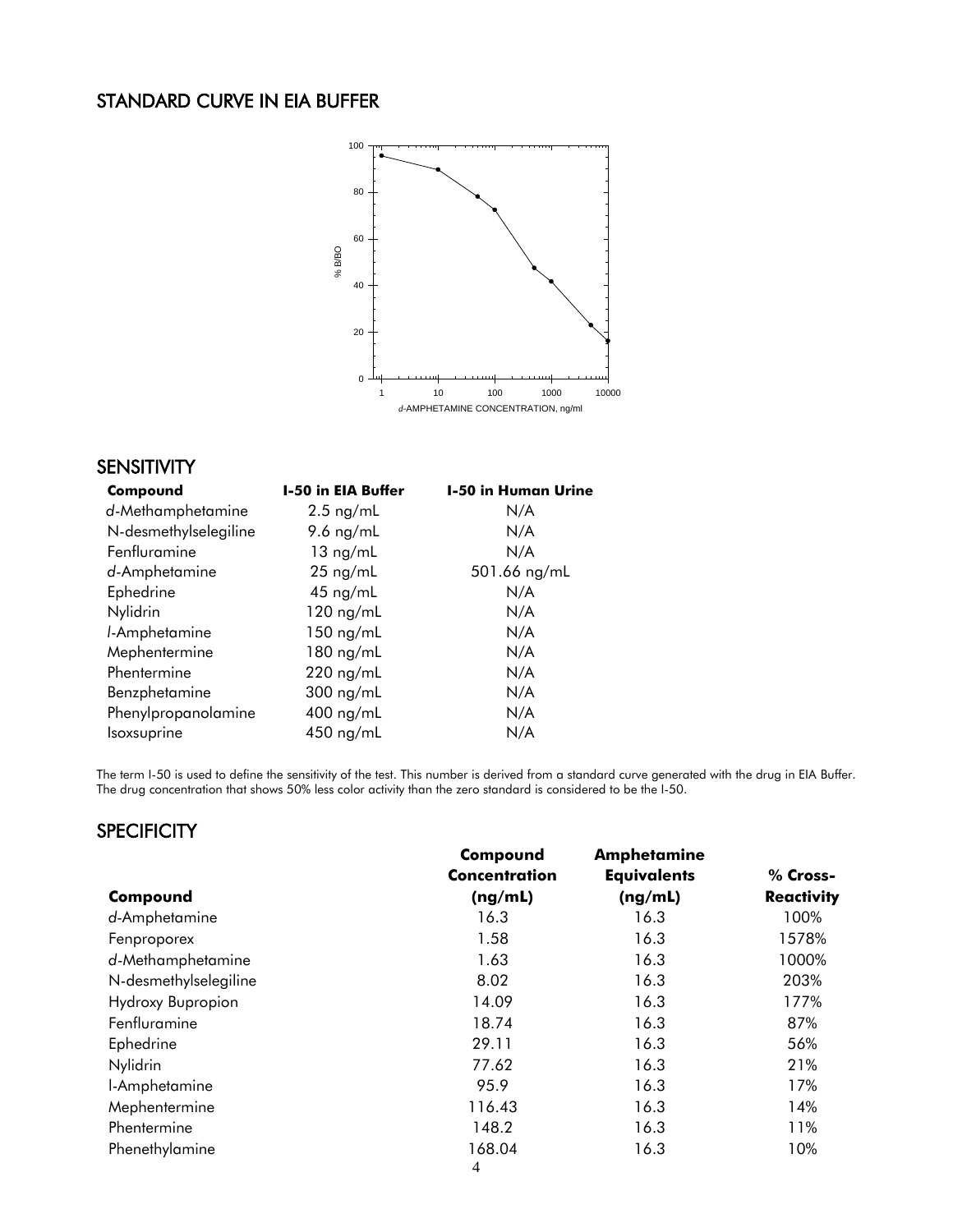## STANDARD CURVE IN EIA BUFFER

## SENSITIVITY

| Compound | I-50 in EIA Buffer | I-50 in Human Urine |
|---|---|---|
| *d*-Methamphetamine | 2.5 ng/mL | N/A |
| N-desmethylselegiline | 9.6 ng/mL | N/A |
| Fenfluramine | 13 ng/mL | N/A |
| *d*-Amphetamine | 25 ng/mL | 501.66 ng/mL |
| Ephedrine | 45 ng/mL | N/A |
| Nylidrin | 120 ng/mL | N/A |
| *l*-Amphetamine | 150 ng/mL | N/A |
| Mephentermine | 180 ng/mL | N/A |
| Phentermine | 220 ng/mL | N/A |
| Benzphetamine | 300 ng/mL | N/A |
| Phenylpropanolamine | 400 ng/mL | N/A |
| Isoxsuprine | 450 ng/mL | N/A |

The term I-50 is used to define the sensitivity of the test. This number is derived from a standard curve generated with the drug in EIA Buffer. The drug concentration that shows 50% less color activity than the zero standard is considered to be the I-50.

## SPECIFICITY

| Compound | Compound Concentration (ng/mL) | Amphetamine Equivalents (ng/mL) | % Cross-Reactivity |
|---|---|---|---|
| *d*-Amphetamine | 16.3 | 16.3 | 100% |
| Fenproporex | 1.58 | 16.3 | 1578% |
| *d*-Methamphetamine | 1.63 | 16.3 | 1000% |
| N-desmethylselegiline | 8.02 | 16.3 | 203% |
| Hydroxy Bupropion | 14.09 | 16.3 | 177% |
| Fenfluramine | 18.74 | 16.3 | 87% |
| Ephedrine | 29.11 | 16.3 | 56% |
| Nylidrin | 77.62 | 16.3 | 21% |
| l-Amphetamine | 95.9 | 16.3 | 17% |
| Mephentermine | 116.43 | 16.3 | 14% |
| Phentermine | 148.2 | 16.3 | 11% |
| Phenethylamine | 168.04 | 16.3 | 10% |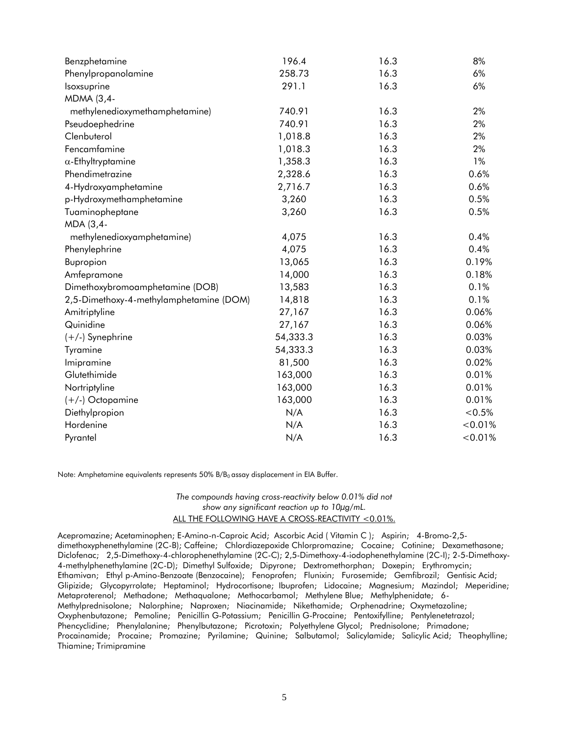| | | | |
|---|---|---|---|
| Benzphetamine | 196.4 | 16.3 | 8% |
| Phenylpropanolamine | 258.73 | 16.3 | 6% |
| Isoxsuprine | 291.1 | 16.3 | 6% |
| MDMA (3,4-methylenedioxymethamphetamine) | 740.91 | 16.3 | 2% |
| Pseudoephedrine | 740.91 | 16.3 | 2% |
| Clenbuterol | 1,018.8 | 16.3 | 2% |
| Fencamfamine | 1,018.3 | 16.3 | 2% |
| α-Ethyltryptamine | 1,358.3 | 16.3 | 1% |
| Phendimetrazine | 2,328.6 | 16.3 | 0.6% |
| 4-Hydroxyamphetamine | 2,716.7 | 16.3 | 0.6% |
| p-Hydroxymethamphetamine | 3,260 | 16.3 | 0.5% |
| Tuaminopheptane | 3,260 | 16.3 | 0.5% |
| MDA (3,4-methylenedioxyamphetamine) | 4,075 | 16.3 | 0.4% |
| Phenylephrine | 4,075 | 16.3 | 0.4% |
| Bupropion | 13,065 | 16.3 | 0.19% |
| Amfepramone | 14,000 | 16.3 | 0.18% |
| Dimethoxybromoamphetamine (DOB) | 13,583 | 16.3 | 0.1% |
| 2,5-Dimethoxy-4-methylamphetamine (DOM) | 14,818 | 16.3 | 0.1% |
| Amitriptyline | 27,167 | 16.3 | 0.06% |
| Quinidine | 27,167 | 16.3 | 0.06% |
| (+/-) Synephrine | 54,333.3 | 16.3 | 0.03% |
| Tyramine | 54,333.3 | 16.3 | 0.03% |
| Imipramine | 81,500 | 16.3 | 0.02% |
| Glutethimide | 163,000 | 16.3 | 0.01% |
| Nortriptyline | 163,000 | 16.3 | 0.01% |
| (+/-) Octopamine | 163,000 | 16.3 | 0.01% |
| Diethylpropion | N/A | 16.3 | <0.5% |
| Hordenine | N/A | 16.3 | <0.01% |
| Pyrantel | N/A | 16.3 | <0.01% |

Note: Amphetamine equivalents represents 50% $B/B_0$ assay displacement in EIA Buffer.

*The compounds having cross-reactivity below 0.01% did not show any significant reaction up to 10µg/mL.*

<u>ALL THE FOLLOWING HAVE A CROSS-REACTIVITY <0.01%.</u>

Acepromazine; Acetaminophen; E-Amino-n-Caproic Acid; Ascorbic Acid ( Vitamin C ); Aspirin; 4-Bromo-2,5-dimethoxyphenethylamine (2C-B); Caffeine; Chlordiazepoxide Chlorpromazine; Cocaine; Cotinine; Dexamethasone; Diclofenac; 2,5-Dimethoxy-4-chlorophenethylamine (2C-C); 2,5-Dimethoxy-4-iodophenethylamine (2C-I); 2-5-Dimethoxy-4-methylphenethylamine (2C-D); Dimethyl Sulfoxide; Dipyrone; Dextromethorphan; Doxepin; Erythromycin; Ethamivan; Ethyl p-Amino-Benzoate (Benzocaine); Fenoprofen; Flunixin; Furosemide; Gemfibrozil; Gentisic Acid; Glipizide; Glycopyrrolate; Heptaminol; Hydrocortisone; Ibuprofen; Lidocaine; Magnesium; Mazindol; Meperidine; Metaproterenol; Methadone; Methaqualone; Methocarbamol; Methylene Blue; Methylphenidate; 6-Methylprednisolone; Nalorphine; Naproxen; Niacinamide; Nikethamide; Orphenadrine; Oxymetazoline; Oxyphenbutazone; Pemoline; Penicillin G-Potassium; Penicillin G-Procaine; Pentoxifylline; Pentylenetetrazol; Phencyclidine; Phenylalanine; Phenylbutazone; Picrotoxin; Polyethylene Glycol; Prednisolone; Primadone; Procainamide; Procaine; Promazine; Pyrilamine; Quinine; Salbutamol; Salicylamide; Salicylic Acid; Theophylline; Thiamine; Trimipramine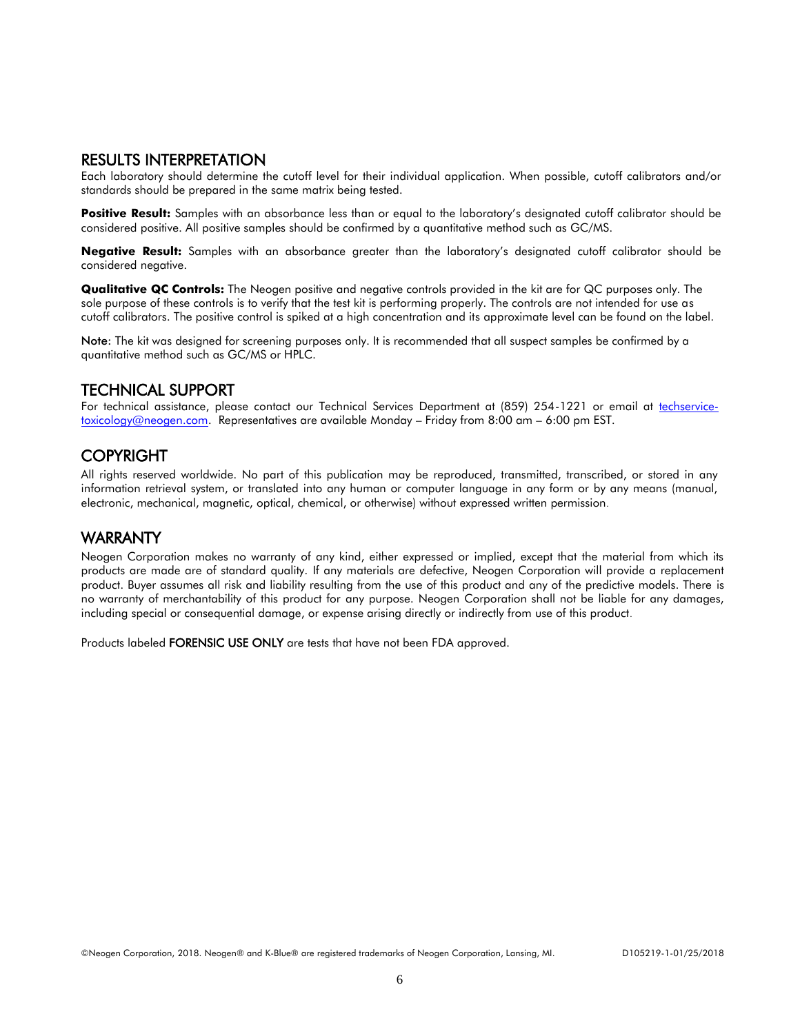## RESULTS INTERPRETATION

Each laboratory should determine the cutoff level for their individual application. When possible, cutoff calibrators and/or standards should be prepared in the same matrix being tested.

**Positive Result:** Samples with an absorbance less than or equal to the laboratory's designated cutoff calibrator should be considered positive. All positive samples should be confirmed by a quantitative method such as GC/MS.

**Negative Result:** Samples with an absorbance greater than the laboratory's designated cutoff calibrator should be considered negative.

**Qualitative QC Controls:** The Neogen positive and negative controls provided in the kit are for QC purposes only. The sole purpose of these controls is to verify that the test kit is performing properly. The controls are not intended for use as cutoff calibrators. The positive control is spiked at a high concentration and its approximate level can be found on the label.

Note: The kit was designed for screening purposes only. It is recommended that all suspect samples be confirmed by a quantitative method such as GC/MS or HPLC.

## TECHNICAL SUPPORT

For technical assistance, please contact our Technical Services Department at (859) 254-1221 or email at techservice-toxicology@neogen.com. Representatives are available Monday – Friday from 8:00 am – 6:00 pm EST.

## COPYRIGHT

All rights reserved worldwide. No part of this publication may be reproduced, transmitted, transcribed, or stored in any information retrieval system, or translated into any human or computer language in any form or by any means (manual, electronic, mechanical, magnetic, optical, chemical, or otherwise) without expressed written permission.

## WARRANTY

Neogen Corporation makes no warranty of any kind, either expressed or implied, except that the material from which its products are made are of standard quality. If any materials are defective, Neogen Corporation will provide a replacement product. Buyer assumes all risk and liability resulting from the use of this product and any of the predictive models. There is no warranty of merchantability of this product for any purpose. Neogen Corporation shall not be liable for any damages, including special or consequential damage, or expense arising directly or indirectly from use of this product.

Products labeled **FORENSIC USE ONLY** are tests that have not been FDA approved.

©Neogen Corporation, 2018. Neogen® and K-Blue® are registered trademarks of Neogen Corporation, Lansing, MI. D105219-1-01/25/2018